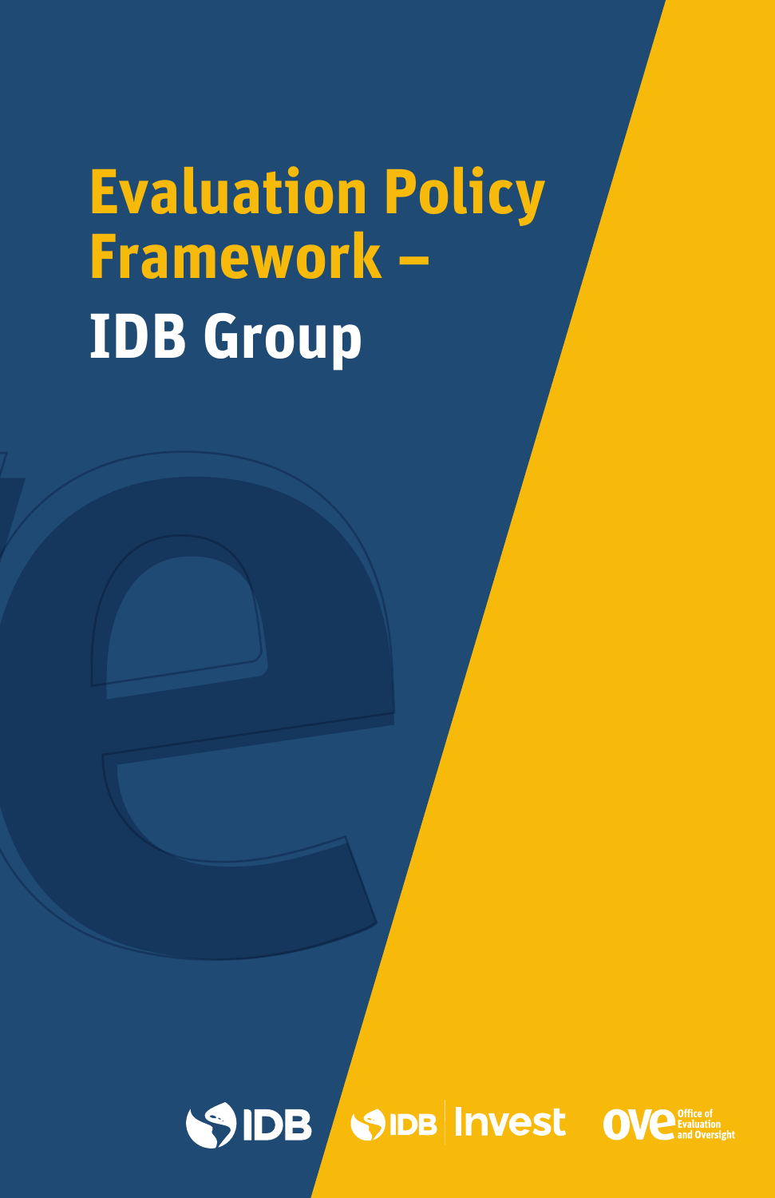# Evaluation Policy Framework – IDB Group

IDB | IDB Invest | OVE Office of Evaluation and Oversight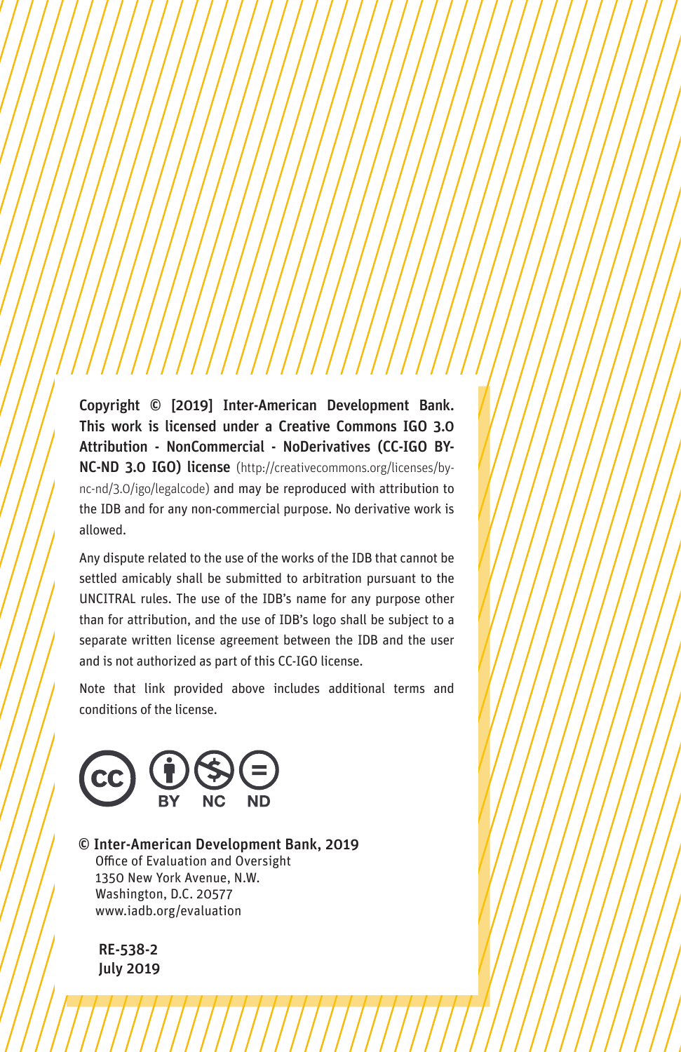**Copyright © [2019] Inter-American Development Bank. This work is licensed under a Creative Commons IGO 3.0 Attribution - NonCommercial - NoDerivatives (CC-IGO BY-NC-ND 3.0 IGO) license** (http://creativecommons.org/licenses/by-nc-nd/3.0/igo/legalcode) and may be reproduced with attribution to the IDB and for any non-commercial purpose. No derivative work is allowed.

Any dispute related to the use of the works of the IDB that cannot be settled amicably shall be submitted to arbitration pursuant to the UNCITRAL rules. The use of the IDB's name for any purpose other than for attribution, and the use of IDB's logo shall be subject to a separate written license agreement between the IDB and the user and is not authorized as part of this CC-IGO license.

Note that link provided above includes additional terms and conditions of the license.

CC BY NC ND

© Inter-American Development Bank, 2019
Office of Evaluation and Oversight
1350 New York Avenue, N.W.
Washington, D.C. 20577
www.iadb.org/evaluation

RE-538-2
July 2019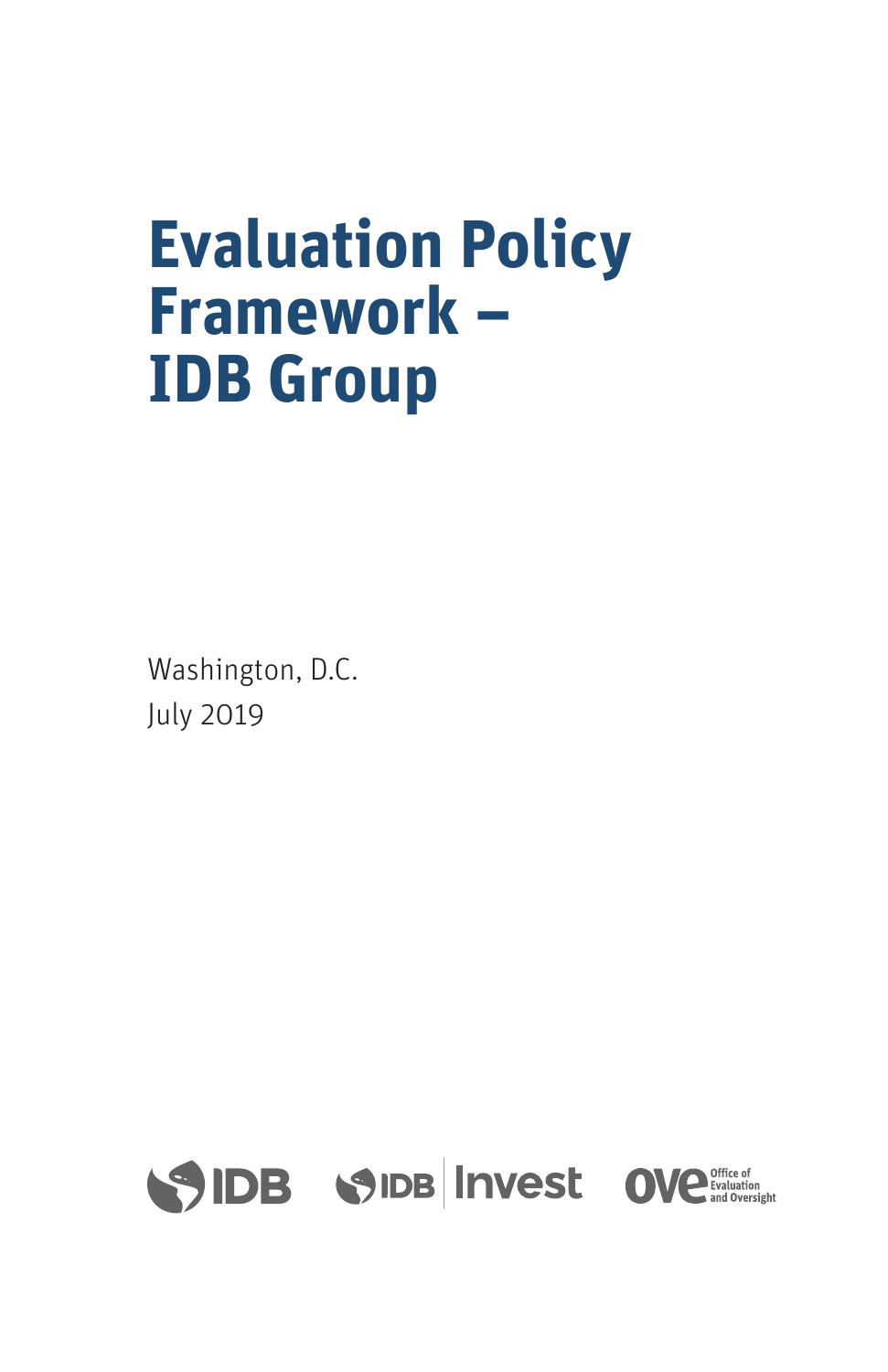# Evaluation Policy Framework – IDB Group

Washington, D.C.
July 2019

IDB IDB Invest OVE Office of Evaluation and Oversight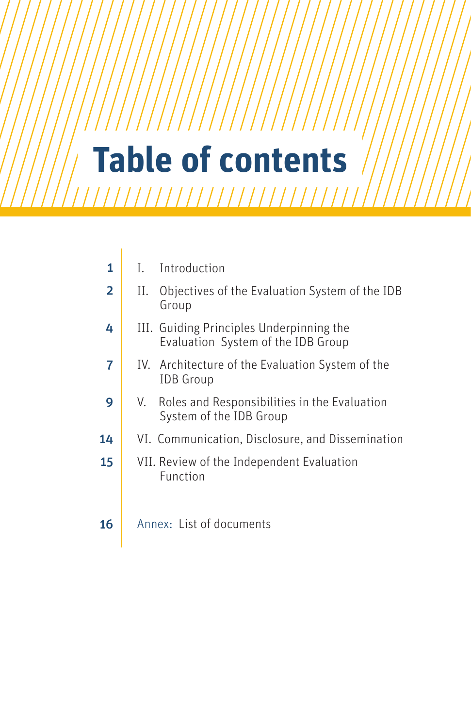# Table of contents

| | |
|---|---|
| 1 | I. Introduction |
| 2 | II. Objectives of the Evaluation System of the IDB Group |
| 4 | III. Guiding Principles Underpinning the Evaluation System of the IDB Group |
| 7 | IV. Architecture of the Evaluation System of the IDB Group |
| 9 | V. Roles and Responsibilities in the Evaluation System of the IDB Group |
| 14 | VI. Communication, Disclosure, and Dissemination |
| 15 | VII. Review of the Independent Evaluation Function |
| 16 | Annex: List of documents |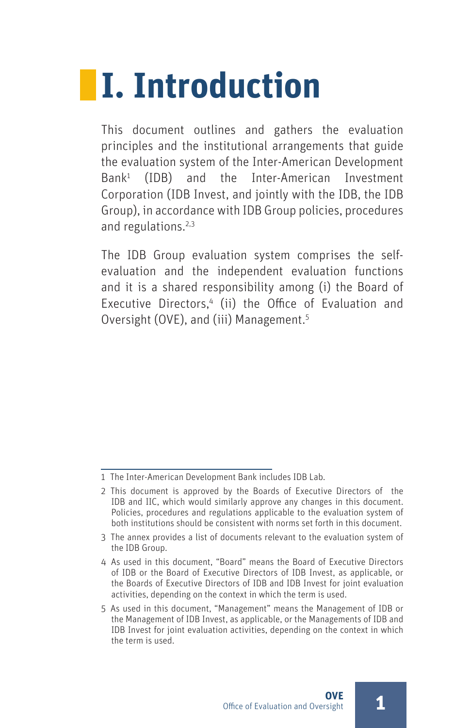# I. Introduction

This document outlines and gathers the evaluation principles and the institutional arrangements that guide the evaluation system of the Inter-American Development Bank[1] (IDB) and the Inter-American Investment Corporation (IDB Invest, and jointly with the IDB, the IDB Group), in accordance with IDB Group policies, procedures and regulations.[2,3]

The IDB Group evaluation system comprises the self-evaluation and the independent evaluation functions and it is a shared responsibility among (i) the Board of Executive Directors,[4] (ii) the Office of Evaluation and Oversight (OVE), and (iii) Management.[5]

---

1 The Inter-American Development Bank includes IDB Lab.

2 This document is approved by the Boards of Executive Directors of the IDB and IIC, which would similarly approve any changes in this document. Policies, procedures and regulations applicable to the evaluation system of both institutions should be consistent with norms set forth in this document.

3 The annex provides a list of documents relevant to the evaluation system of the IDB Group.

4 As used in this document, "Board" means the Board of Executive Directors of IDB or the Board of Executive Directors of IDB Invest, as applicable, or the Boards of Executive Directors of IDB and IDB Invest for joint evaluation activities, depending on the context in which the term is used.

5 As used in this document, "Management" means the Management of IDB or the Management of IDB Invest, as applicable, or the Managements of IDB and IDB Invest for joint evaluation activities, depending on the context in which the term is used.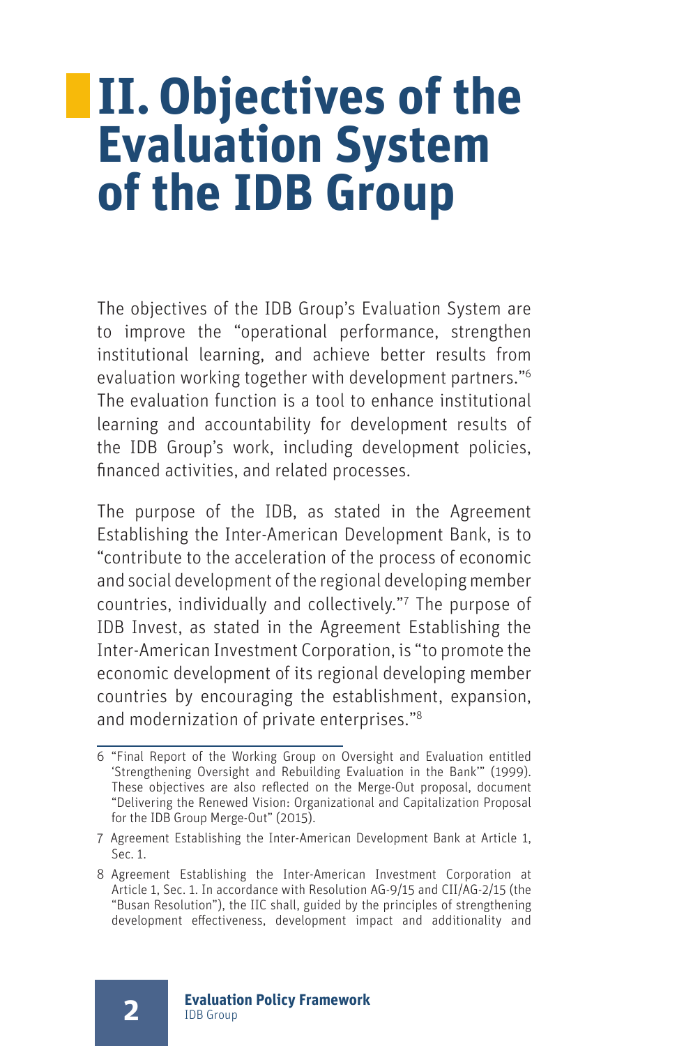# II. Objectives of the Evaluation System of the IDB Group

The objectives of the IDB Group's Evaluation System are to improve the "operational performance, strengthen institutional learning, and achieve better results from evaluation working together with development partners."[6] The evaluation function is a tool to enhance institutional learning and accountability for development results of the IDB Group's work, including development policies, financed activities, and related processes.

The purpose of the IDB, as stated in the Agreement Establishing the Inter-American Development Bank, is to "contribute to the acceleration of the process of economic and social development of the regional developing member countries, individually and collectively."[7] The purpose of IDB Invest, as stated in the Agreement Establishing the Inter-American Investment Corporation, is "to promote the economic development of its regional developing member countries by encouraging the establishment, expansion, and modernization of private enterprises."[8]

---

6 "Final Report of the Working Group on Oversight and Evaluation entitled 'Strengthening Oversight and Rebuilding Evaluation in the Bank'" (1999). These objectives are also reflected on the Merge-Out proposal, document "Delivering the Renewed Vision: Organizational and Capitalization Proposal for the IDB Group Merge-Out" (2015).

7 Agreement Establishing the Inter-American Development Bank at Article 1, Sec. 1.

8 Agreement Establishing the Inter-American Investment Corporation at Article 1, Sec. 1. In accordance with Resolution AG-9/15 and CII/AG-2/15 (the "Busan Resolution"), the IIC shall, guided by the principles of strengthening development effectiveness, development impact and additionality and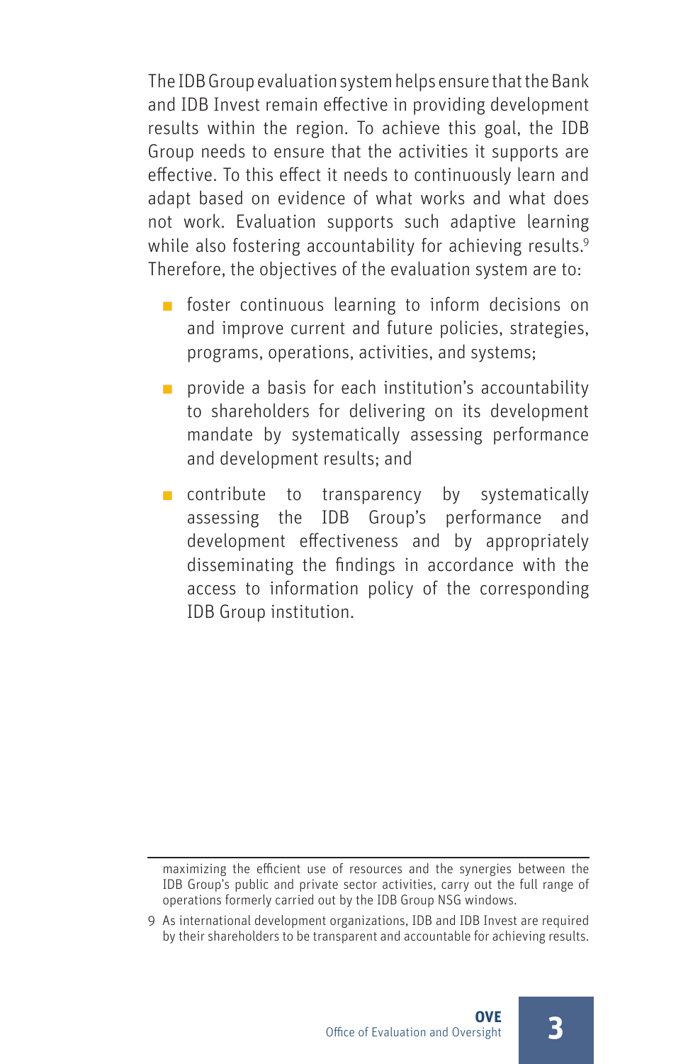The IDB Group evaluation system helps ensure that the Bank and IDB Invest remain effective in providing development results within the region. To achieve this goal, the IDB Group needs to ensure that the activities it supports are effective. To this effect it needs to continuously learn and adapt based on evidence of what works and what does not work. Evaluation supports such adaptive learning while also fostering accountability for achieving results.[9] Therefore, the objectives of the evaluation system are to:

- foster continuous learning to inform decisions on and improve current and future policies, strategies, programs, operations, activities, and systems;
- provide a basis for each institution's accountability to shareholders for delivering on its development mandate by systematically assessing performance and development results; and
- contribute to transparency by systematically assessing the IDB Group's performance and development effectiveness and by appropriately disseminating the findings in accordance with the access to information policy of the corresponding IDB Group institution.

---

maximizing the efficient use of resources and the synergies between the IDB Group's public and private sector activities, carry out the full range of operations formerly carried out by the IDB Group NSG windows.

9 As international development organizations, IDB and IDB Invest are required by their shareholders to be transparent and accountable for achieving results.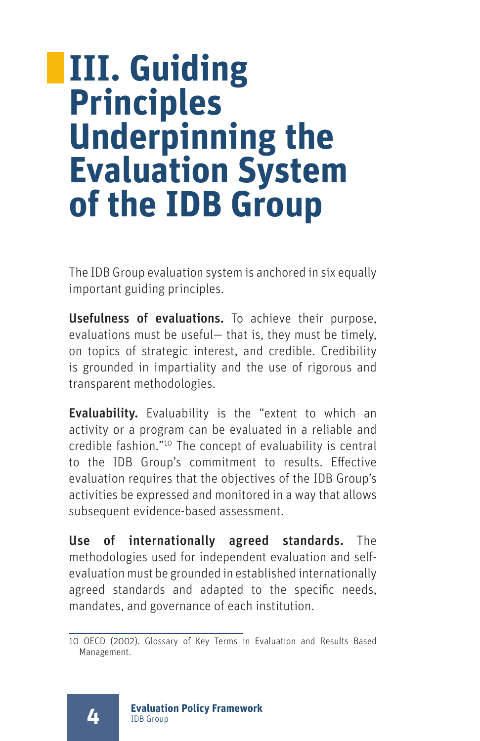# III. Guiding Principles Underpinning the Evaluation System of the IDB Group

The IDB Group evaluation system is anchored in six equally important guiding principles.

**Usefulness of evaluations.** To achieve their purpose, evaluations must be useful— that is, they must be timely, on topics of strategic interest, and credible. Credibility is grounded in impartiality and the use of rigorous and transparent methodologies.

**Evaluability.** Evaluability is the "extent to which an activity or a program can be evaluated in a reliable and credible fashion."[10] The concept of evaluability is central to the IDB Group's commitment to results. Effective evaluation requires that the objectives of the IDB Group's activities be expressed and monitored in a way that allows subsequent evidence-based assessment.

**Use of internationally agreed standards.** The methodologies used for independent evaluation and self-evaluation must be grounded in established internationally agreed standards and adapted to the specific needs, mandates, and governance of each institution.

---

10 OECD (2002). Glossary of Key Terms in Evaluation and Results Based Management.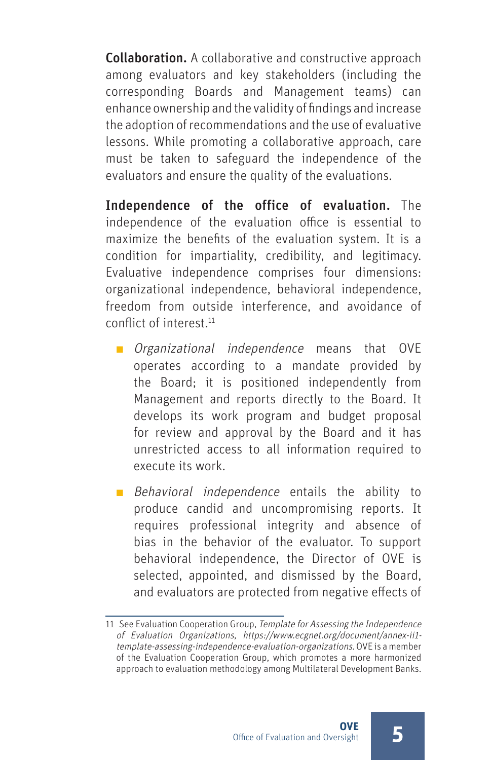**Collaboration.** A collaborative and constructive approach among evaluators and key stakeholders (including the corresponding Boards and Management teams) can enhance ownership and the validity of findings and increase the adoption of recommendations and the use of evaluative lessons. While promoting a collaborative approach, care must be taken to safeguard the independence of the evaluators and ensure the quality of the evaluations.

**Independence of the office of evaluation.** The independence of the evaluation office is essential to maximize the benefits of the evaluation system. It is a condition for impartiality, credibility, and legitimacy. Evaluative independence comprises four dimensions: organizational independence, behavioral independence, freedom from outside interference, and avoidance of conflict of interest.[11]

- *Organizational independence* means that OVE operates according to a mandate provided by the Board; it is positioned independently from Management and reports directly to the Board. It develops its work program and budget proposal for review and approval by the Board and it has unrestricted access to all information required to execute its work.
- *Behavioral independence* entails the ability to produce candid and uncompromising reports. It requires professional integrity and absence of bias in the behavior of the evaluator. To support behavioral independence, the Director of OVE is selected, appointed, and dismissed by the Board, and evaluators are protected from negative effects of

---

11 See Evaluation Cooperation Group, *Template for Assessing the Independence of Evaluation Organizations, https://www.ecgnet.org/document/annex-ii1-template-assessing-independence-evaluation-organizations*. OVE is a member of the Evaluation Cooperation Group, which promotes a more harmonized approach to evaluation methodology among Multilateral Development Banks.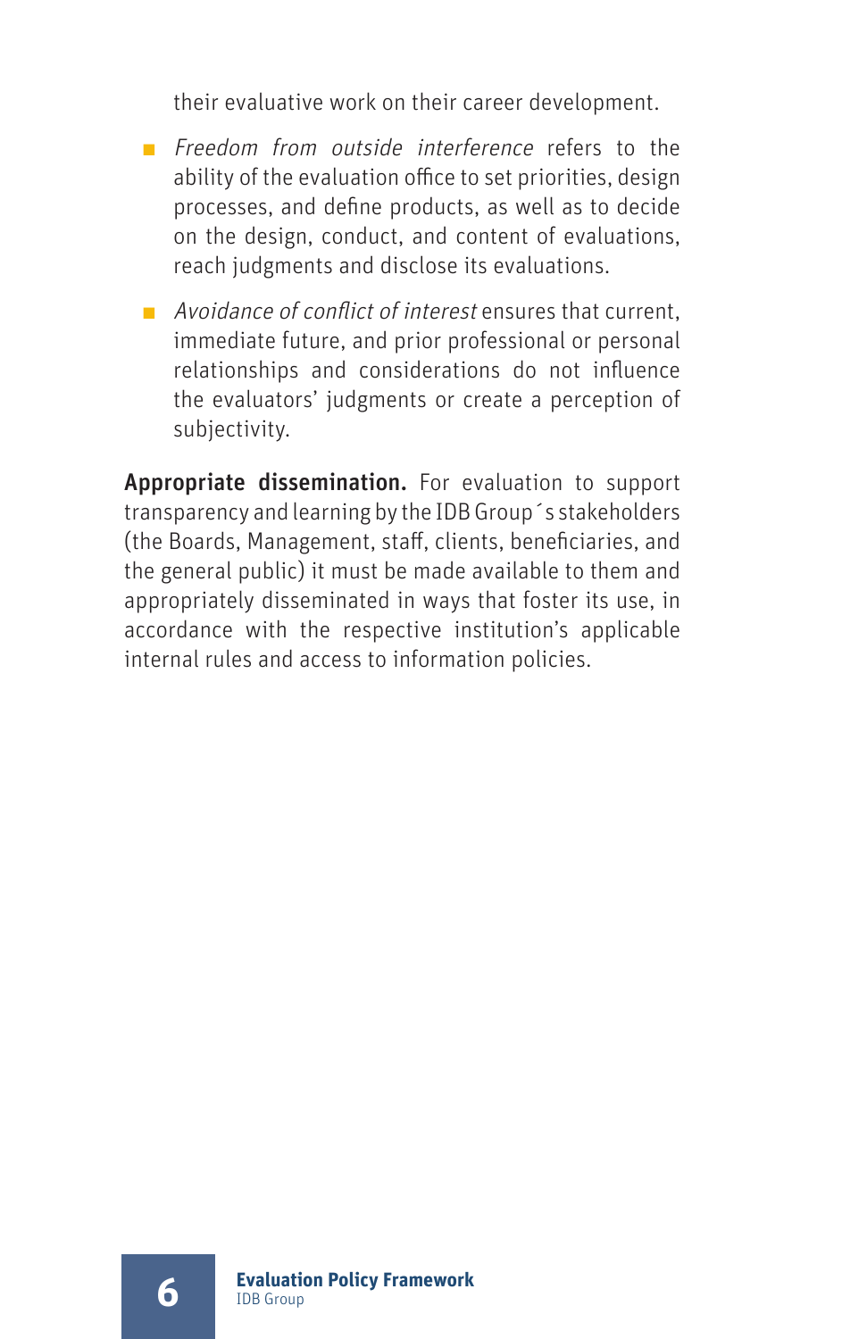their evaluative work on their career development.

- *Freedom from outside interference* refers to the ability of the evaluation office to set priorities, design processes, and define products, as well as to decide on the design, conduct, and content of evaluations, reach judgments and disclose its evaluations.
- *Avoidance of conflict of interest* ensures that current, immediate future, and prior professional or personal relationships and considerations do not influence the evaluators' judgments or create a perception of subjectivity.

**Appropriate dissemination.** For evaluation to support transparency and learning by the IDB Group´s stakeholders (the Boards, Management, staff, clients, beneficiaries, and the general public) it must be made available to them and appropriately disseminated in ways that foster its use, in accordance with the respective institution's applicable internal rules and access to information policies.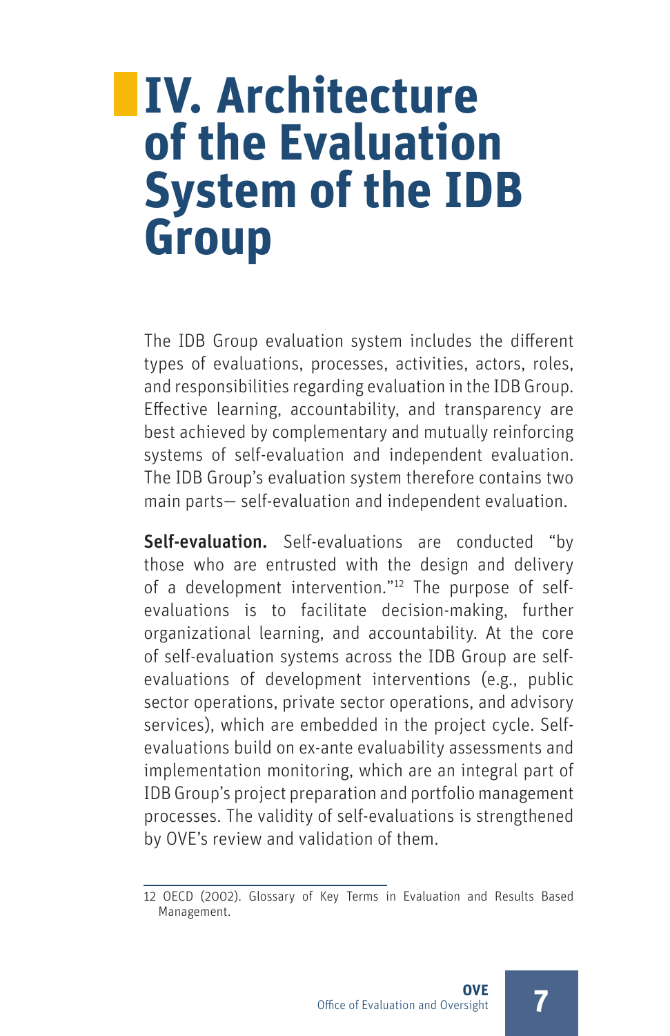# IV. Architecture of the Evaluation System of the IDB Group

The IDB Group evaluation system includes the different types of evaluations, processes, activities, actors, roles, and responsibilities regarding evaluation in the IDB Group. Effective learning, accountability, and transparency are best achieved by complementary and mutually reinforcing systems of self-evaluation and independent evaluation. The IDB Group's evaluation system therefore contains two main parts— self-evaluation and independent evaluation.

**Self-evaluation.** Self-evaluations are conducted "by those who are entrusted with the design and delivery of a development intervention."[12] The purpose of self-evaluations is to facilitate decision-making, further organizational learning, and accountability. At the core of self-evaluation systems across the IDB Group are self-evaluations of development interventions (e.g., public sector operations, private sector operations, and advisory services), which are embedded in the project cycle. Self-evaluations build on ex-ante evaluability assessments and implementation monitoring, which are an integral part of IDB Group's project preparation and portfolio management processes. The validity of self-evaluations is strengthened by OVE's review and validation of them.

12 OECD (2002). Glossary of Key Terms in Evaluation and Results Based Management.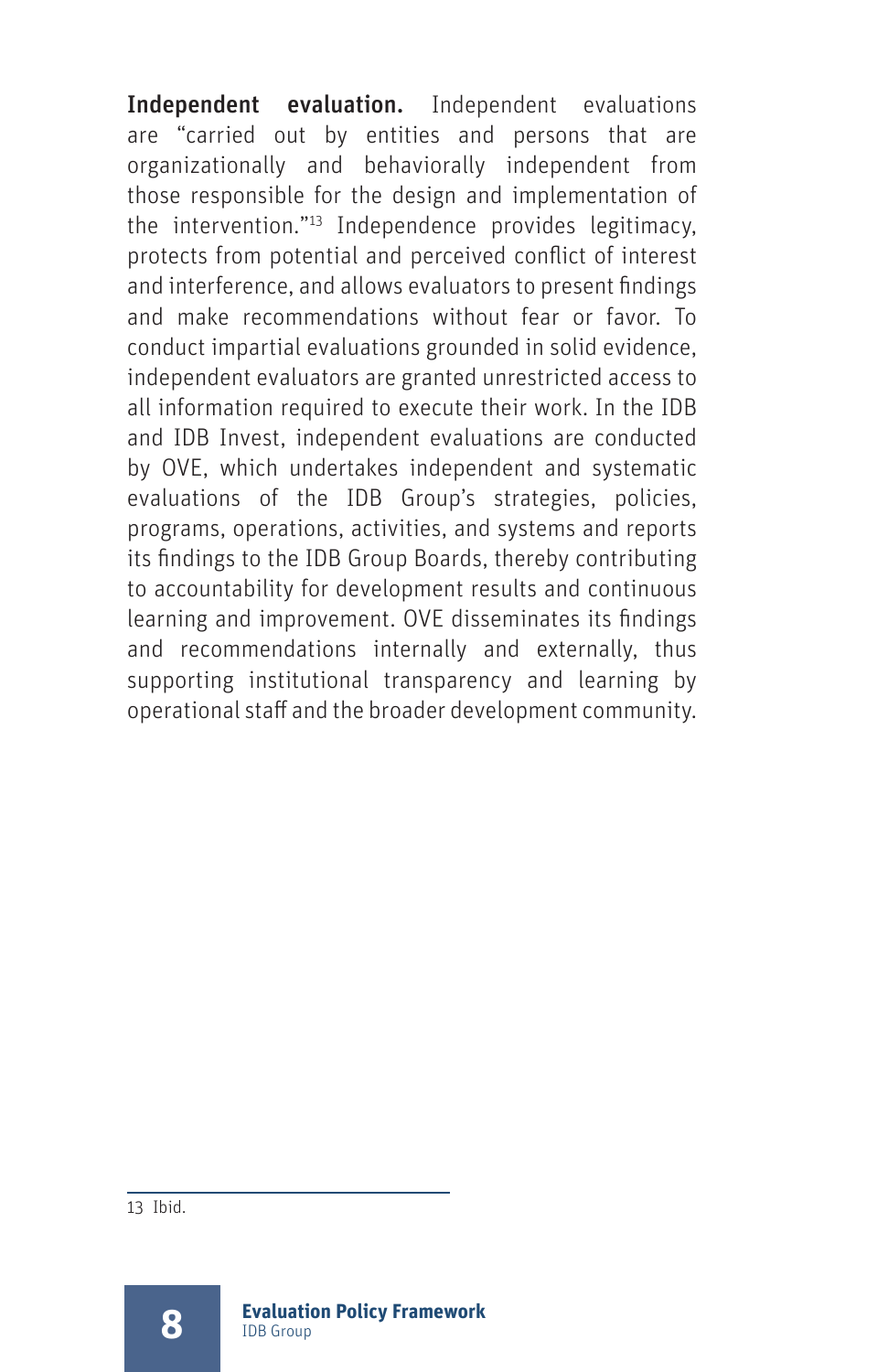**Independent evaluation.** Independent evaluations are "carried out by entities and persons that are organizationally and behaviorally independent from those responsible for the design and implementation of the intervention."[13] Independence provides legitimacy, protects from potential and perceived conflict of interest and interference, and allows evaluators to present findings and make recommendations without fear or favor. To conduct impartial evaluations grounded in solid evidence, independent evaluators are granted unrestricted access to all information required to execute their work. In the IDB and IDB Invest, independent evaluations are conducted by OVE, which undertakes independent and systematic evaluations of the IDB Group's strategies, policies, programs, operations, activities, and systems and reports its findings to the IDB Group Boards, thereby contributing to accountability for development results and continuous learning and improvement. OVE disseminates its findings and recommendations internally and externally, thus supporting institutional transparency and learning by operational staff and the broader development community.

---

13 Ibid.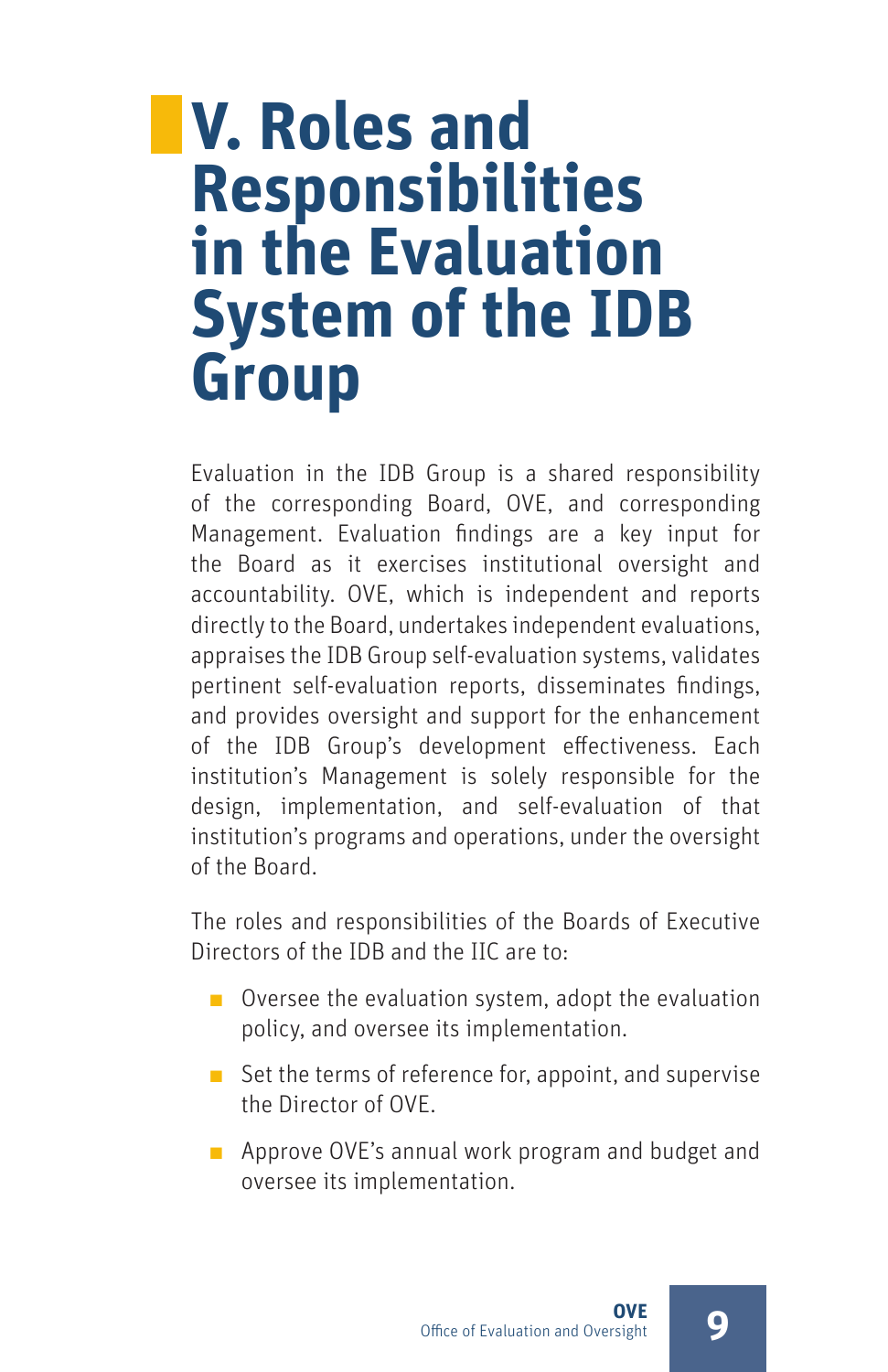# V. Roles and Responsibilities in the Evaluation System of the IDB Group

Evaluation in the IDB Group is a shared responsibility of the corresponding Board, OVE, and corresponding Management. Evaluation findings are a key input for the Board as it exercises institutional oversight and accountability. OVE, which is independent and reports directly to the Board, undertakes independent evaluations, appraises the IDB Group self-evaluation systems, validates pertinent self-evaluation reports, disseminates findings, and provides oversight and support for the enhancement of the IDB Group's development effectiveness. Each institution's Management is solely responsible for the design, implementation, and self-evaluation of that institution's programs and operations, under the oversight of the Board.

The roles and responsibilities of the Boards of Executive Directors of the IDB and the IIC are to:

- Oversee the evaluation system, adopt the evaluation policy, and oversee its implementation.
- Set the terms of reference for, appoint, and supervise the Director of OVE.
- Approve OVE's annual work program and budget and oversee its implementation.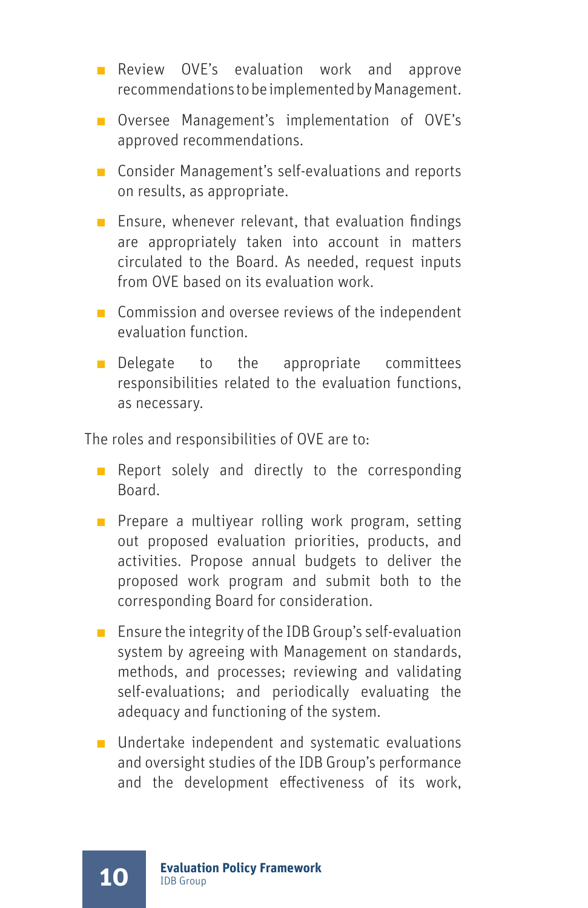- Review OVE's evaluation work and approve recommendations to be implemented by Management.
- Oversee Management's implementation of OVE's approved recommendations.
- Consider Management's self-evaluations and reports on results, as appropriate.
- Ensure, whenever relevant, that evaluation findings are appropriately taken into account in matters circulated to the Board. As needed, request inputs from OVE based on its evaluation work.
- Commission and oversee reviews of the independent evaluation function.
- Delegate to the appropriate committees responsibilities related to the evaluation functions, as necessary.

The roles and responsibilities of OVE are to:

- Report solely and directly to the corresponding Board.
- Prepare a multiyear rolling work program, setting out proposed evaluation priorities, products, and activities. Propose annual budgets to deliver the proposed work program and submit both to the corresponding Board for consideration.
- Ensure the integrity of the IDB Group's self-evaluation system by agreeing with Management on standards, methods, and processes; reviewing and validating self-evaluations; and periodically evaluating the adequacy and functioning of the system.
- Undertake independent and systematic evaluations and oversight studies of the IDB Group's performance and the development effectiveness of its work,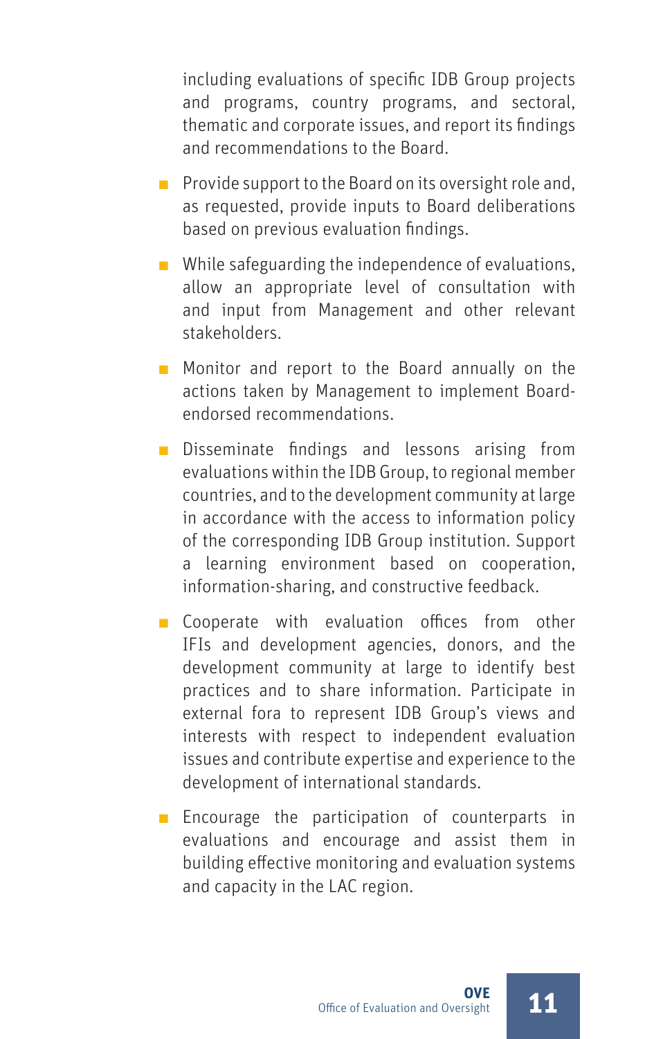including evaluations of specific IDB Group projects and programs, country programs, and sectoral, thematic and corporate issues, and report its findings and recommendations to the Board.

- Provide support to the Board on its oversight role and, as requested, provide inputs to Board deliberations based on previous evaluation findings.
- While safeguarding the independence of evaluations, allow an appropriate level of consultation with and input from Management and other relevant stakeholders.
- Monitor and report to the Board annually on the actions taken by Management to implement Board-endorsed recommendations.
- Disseminate findings and lessons arising from evaluations within the IDB Group, to regional member countries, and to the development community at large in accordance with the access to information policy of the corresponding IDB Group institution. Support a learning environment based on cooperation, information-sharing, and constructive feedback.
- Cooperate with evaluation offices from other IFIs and development agencies, donors, and the development community at large to identify best practices and to share information. Participate in external fora to represent IDB Group's views and interests with respect to independent evaluation issues and contribute expertise and experience to the development of international standards.
- Encourage the participation of counterparts in evaluations and encourage and assist them in building effective monitoring and evaluation systems and capacity in the LAC region.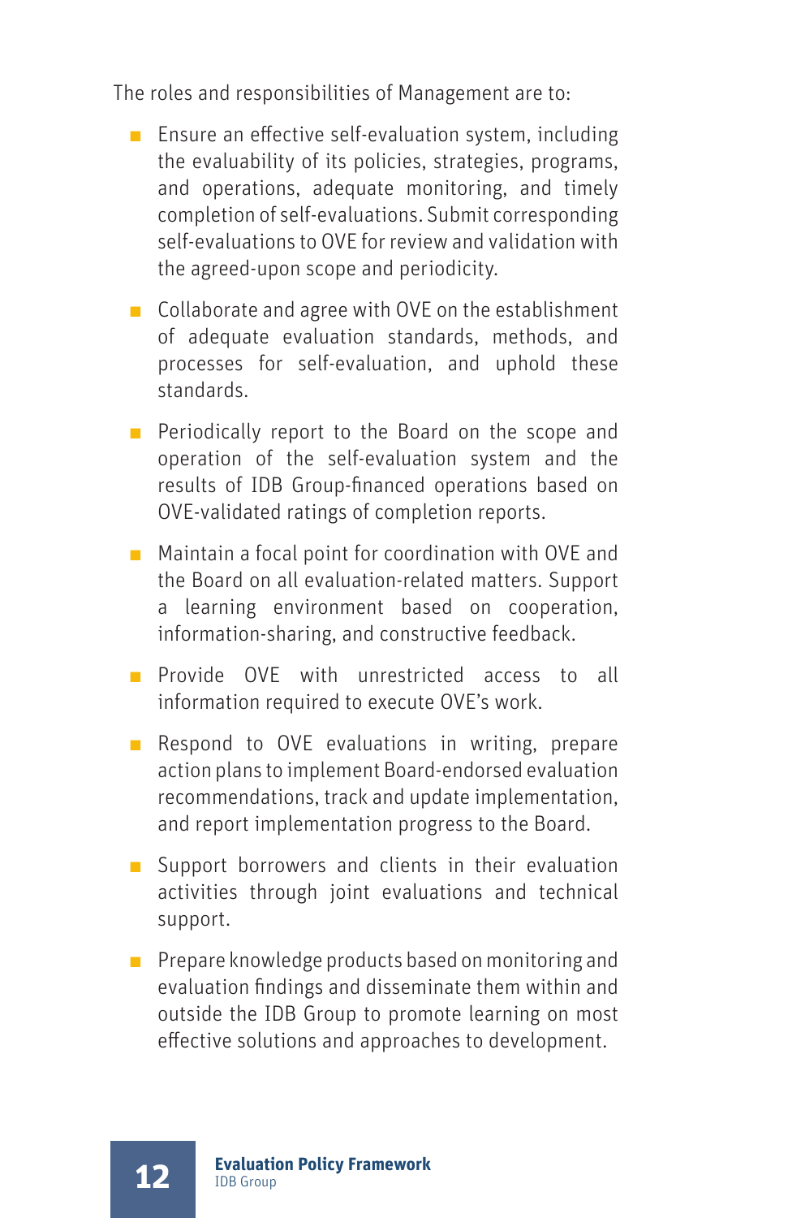The roles and responsibilities of Management are to:

- Ensure an effective self-evaluation system, including the evaluability of its policies, strategies, programs, and operations, adequate monitoring, and timely completion of self-evaluations. Submit corresponding self-evaluations to OVE for review and validation with the agreed-upon scope and periodicity.
- Collaborate and agree with OVE on the establishment of adequate evaluation standards, methods, and processes for self-evaluation, and uphold these standards.
- Periodically report to the Board on the scope and operation of the self-evaluation system and the results of IDB Group-financed operations based on OVE-validated ratings of completion reports.
- Maintain a focal point for coordination with OVE and the Board on all evaluation-related matters. Support a learning environment based on cooperation, information-sharing, and constructive feedback.
- Provide OVE with unrestricted access to all information required to execute OVE's work.
- Respond to OVE evaluations in writing, prepare action plans to implement Board-endorsed evaluation recommendations, track and update implementation, and report implementation progress to the Board.
- Support borrowers and clients in their evaluation activities through joint evaluations and technical support.
- Prepare knowledge products based on monitoring and evaluation findings and disseminate them within and outside the IDB Group to promote learning on most effective solutions and approaches to development.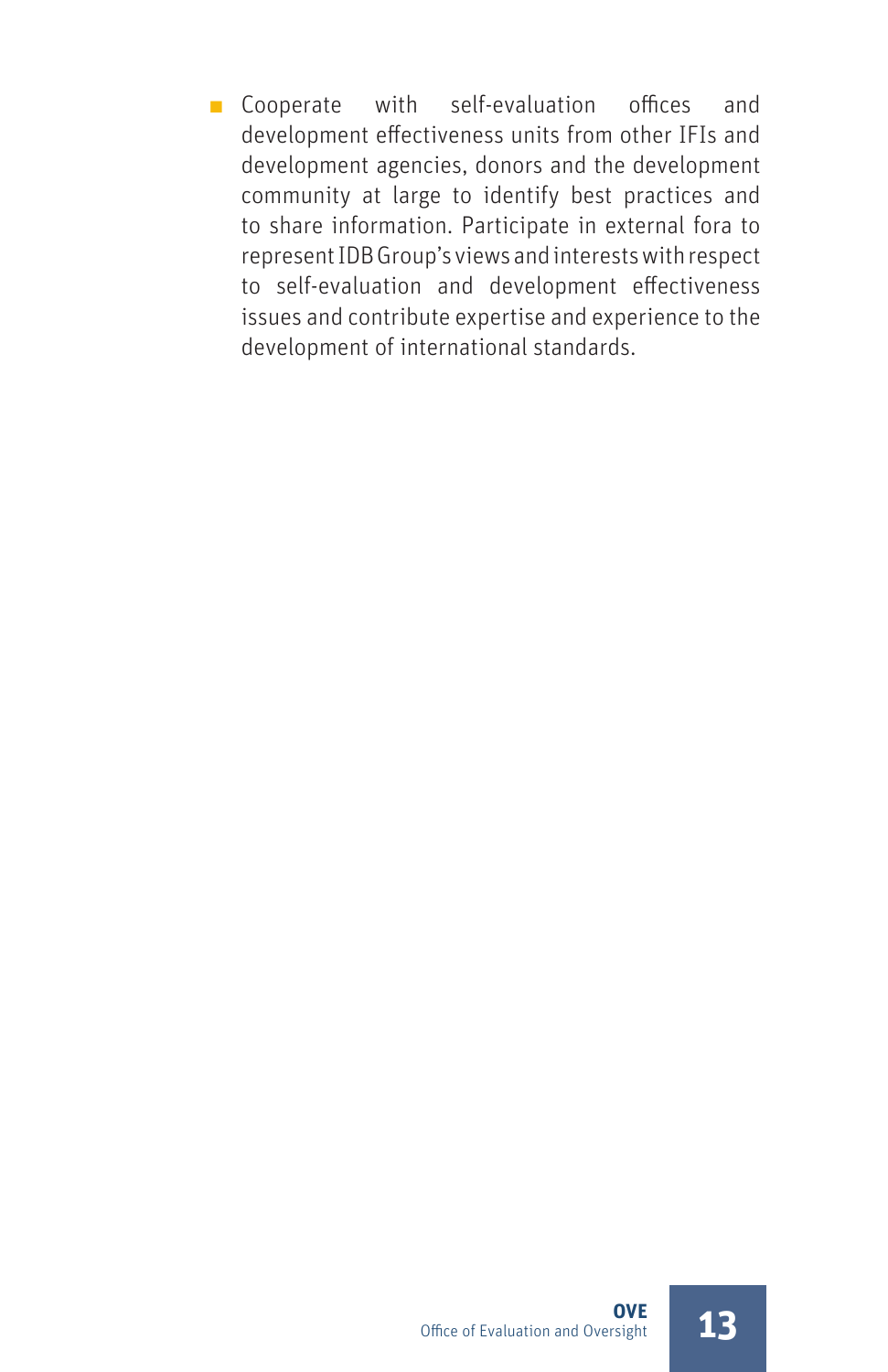- Cooperate with self-evaluation offices and development effectiveness units from other IFIs and development agencies, donors and the development community at large to identify best practices and to share information. Participate in external fora to represent IDB Group's views and interests with respect to self-evaluation and development effectiveness issues and contribute expertise and experience to the development of international standards.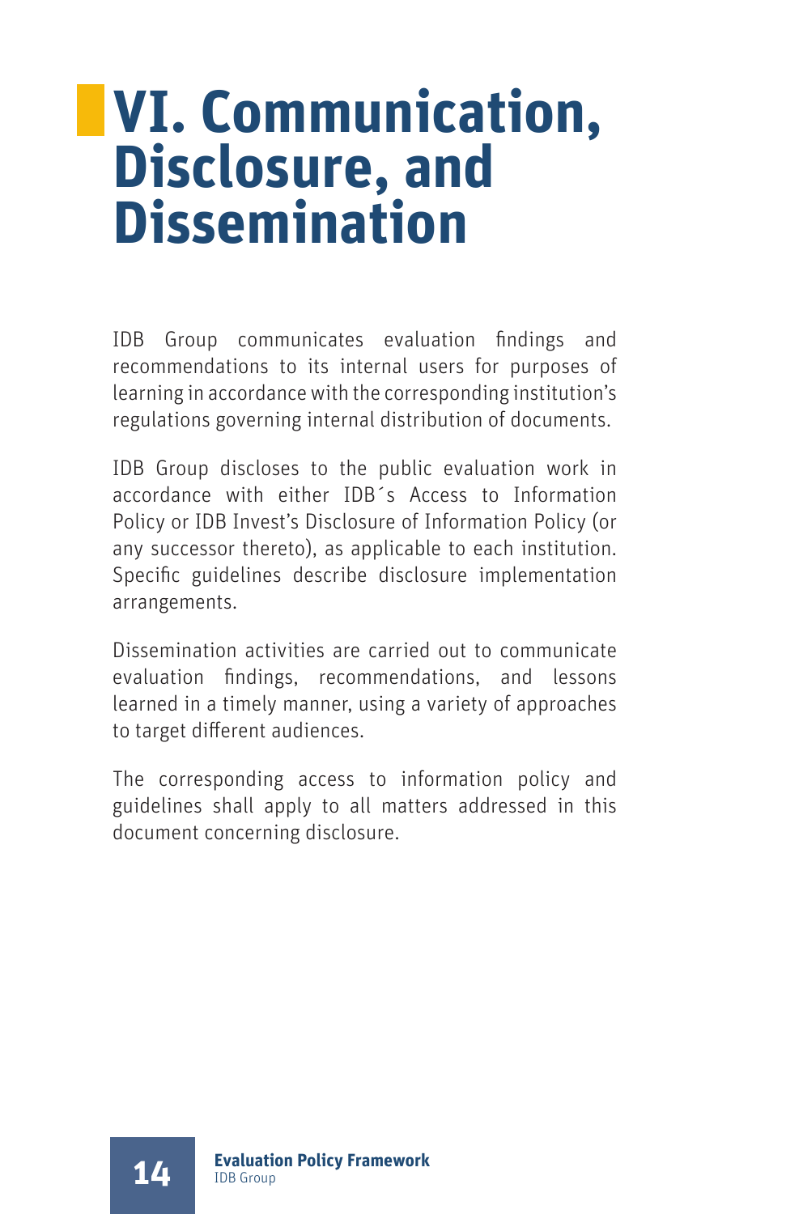# VI. Communication, Disclosure, and Dissemination

IDB Group communicates evaluation findings and recommendations to its internal users for purposes of learning in accordance with the corresponding institution's regulations governing internal distribution of documents.

IDB Group discloses to the public evaluation work in accordance with either IDB´s Access to Information Policy or IDB Invest's Disclosure of Information Policy (or any successor thereto), as applicable to each institution. Specific guidelines describe disclosure implementation arrangements.

Dissemination activities are carried out to communicate evaluation findings, recommendations, and lessons learned in a timely manner, using a variety of approaches to target different audiences.

The corresponding access to information policy and guidelines shall apply to all matters addressed in this document concerning disclosure.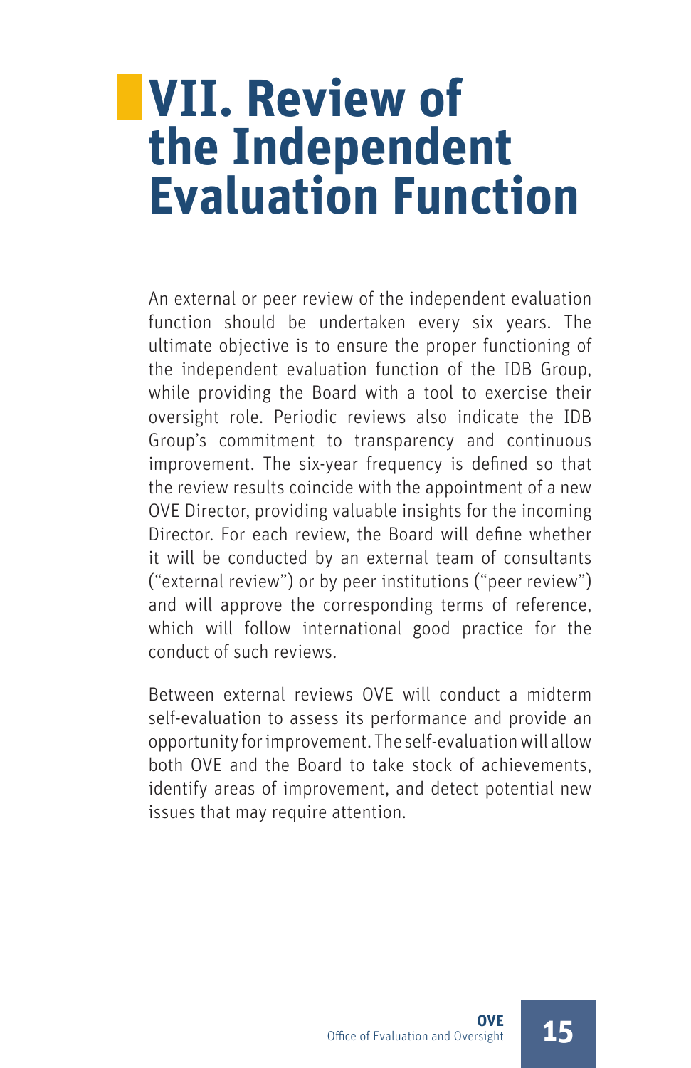# VII. Review of the Independent Evaluation Function

An external or peer review of the independent evaluation function should be undertaken every six years. The ultimate objective is to ensure the proper functioning of the independent evaluation function of the IDB Group, while providing the Board with a tool to exercise their oversight role. Periodic reviews also indicate the IDB Group's commitment to transparency and continuous improvement. The six-year frequency is defined so that the review results coincide with the appointment of a new OVE Director, providing valuable insights for the incoming Director. For each review, the Board will define whether it will be conducted by an external team of consultants ("external review") or by peer institutions ("peer review") and will approve the corresponding terms of reference, which will follow international good practice for the conduct of such reviews.

Between external reviews OVE will conduct a midterm self-evaluation to assess its performance and provide an opportunity for improvement. The self-evaluation will allow both OVE and the Board to take stock of achievements, identify areas of improvement, and detect potential new issues that may require attention.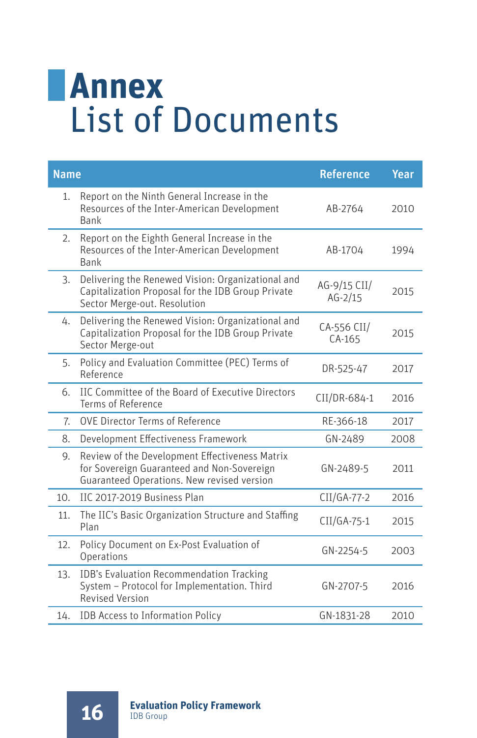# Annex

## List of Documents

| Name | Reference | Year |
|---|---|---|
| 1. Report on the Ninth General Increase in the Resources of the Inter-American Development Bank | AB-2764 | 2010 |
| 2. Report on the Eighth General Increase in the Resources of the Inter-American Development Bank | AB-1704 | 1994 |
| 3. Delivering the Renewed Vision: Organizational and Capitalization Proposal for the IDB Group Private Sector Merge-out. Resolution | AG-9/15 CII/ AG-2/15 | 2015 |
| 4. Delivering the Renewed Vision: Organizational and Capitalization Proposal for the IDB Group Private Sector Merge-out | CA-556 CII/ CA-165 | 2015 |
| 5. Policy and Evaluation Committee (PEC) Terms of Reference | DR-525-47 | 2017 |
| 6. IIC Committee of the Board of Executive Directors Terms of Reference | CII/DR-684-1 | 2016 |
| 7. OVE Director Terms of Reference | RE-366-18 | 2017 |
| 8. Development Effectiveness Framework | GN-2489 | 2008 |
| 9. Review of the Development Effectiveness Matrix for Sovereign Guaranteed and Non-Sovereign Guaranteed Operations. New revised version | GN-2489-5 | 2011 |
| 10. IIC 2017-2019 Business Plan | CII/GA-77-2 | 2016 |
| 11. The IIC's Basic Organization Structure and Staffing Plan | CII/GA-75-1 | 2015 |
| 12. Policy Document on Ex-Post Evaluation of Operations | GN-2254-5 | 2003 |
| 13. IDB's Evaluation Recommendation Tracking System – Protocol for Implementation. Third Revised Version | GN-2707-5 | 2016 |
| 14. IDB Access to Information Policy | GN-1831-28 | 2010 |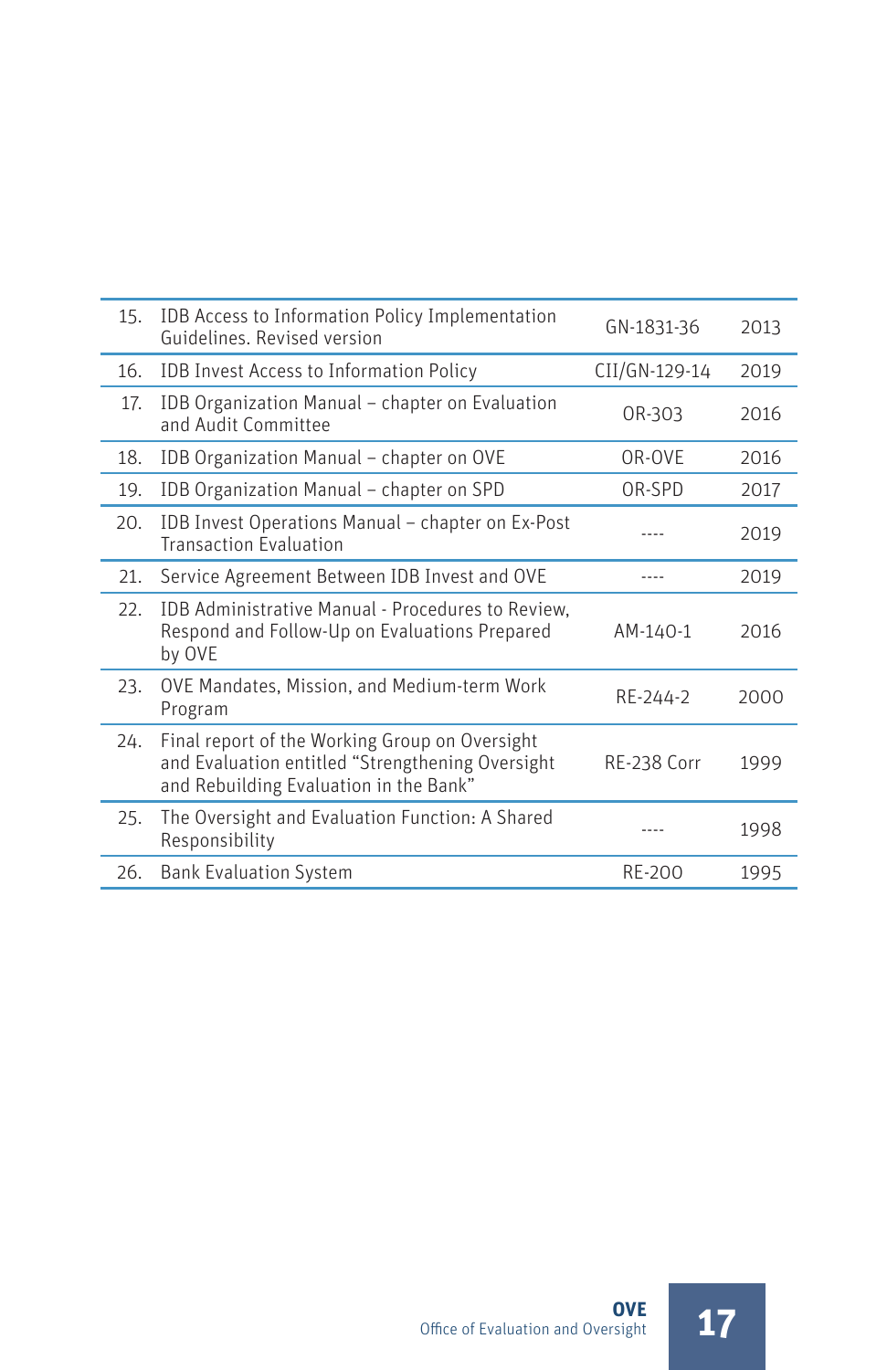| | | | |
|---|---|---|---|
| 15. | IDB Access to Information Policy Implementation Guidelines. Revised version | GN-1831-36 | 2013 |
| 16. | IDB Invest Access to Information Policy | CII/GN-129-14 | 2019 |
| 17. | IDB Organization Manual – chapter on Evaluation and Audit Committee | OR-303 | 2016 |
| 18. | IDB Organization Manual – chapter on OVE | OR-OVE | 2016 |
| 19. | IDB Organization Manual – chapter on SPD | OR-SPD | 2017 |
| 20. | IDB Invest Operations Manual – chapter on Ex-Post Transaction Evaluation | ---- | 2019 |
| 21. | Service Agreement Between IDB Invest and OVE | ---- | 2019 |
| 22. | IDB Administrative Manual - Procedures to Review, Respond and Follow-Up on Evaluations Prepared by OVE | AM-140-1 | 2016 |
| 23. | OVE Mandates, Mission, and Medium-term Work Program | RE-244-2 | 2000 |
| 24. | Final report of the Working Group on Oversight and Evaluation entitled "Strengthening Oversight and Rebuilding Evaluation in the Bank" | RE-238 Corr | 1999 |
| 25. | The Oversight and Evaluation Function: A Shared Responsibility | ---- | 1998 |
| 26. | Bank Evaluation System | RE-200 | 1995 |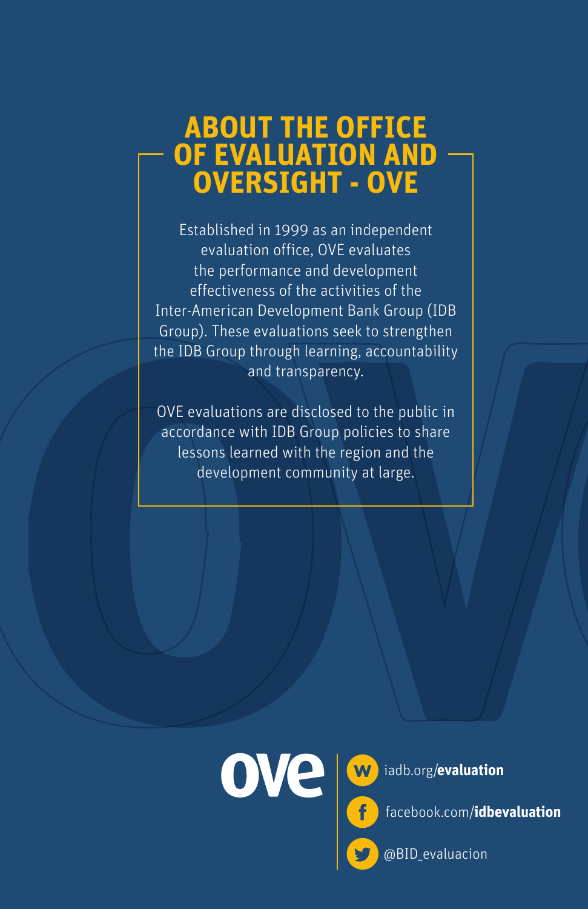# ABOUT THE OFFICE OF EVALUATION AND OVERSIGHT - OVE

Established in 1999 as an independent evaluation office, OVE evaluates the performance and development effectiveness of the activities of the Inter-American Development Bank Group (IDB Group). These evaluations seek to strengthen the IDB Group through learning, accountability and transparency.

OVE evaluations are disclosed to the public in accordance with IDB Group policies to share lessons learned with the region and the development community at large.

ove

iadb.org/**evaluation**

facebook.com/**idbevaluation**

@BID_evaluacion